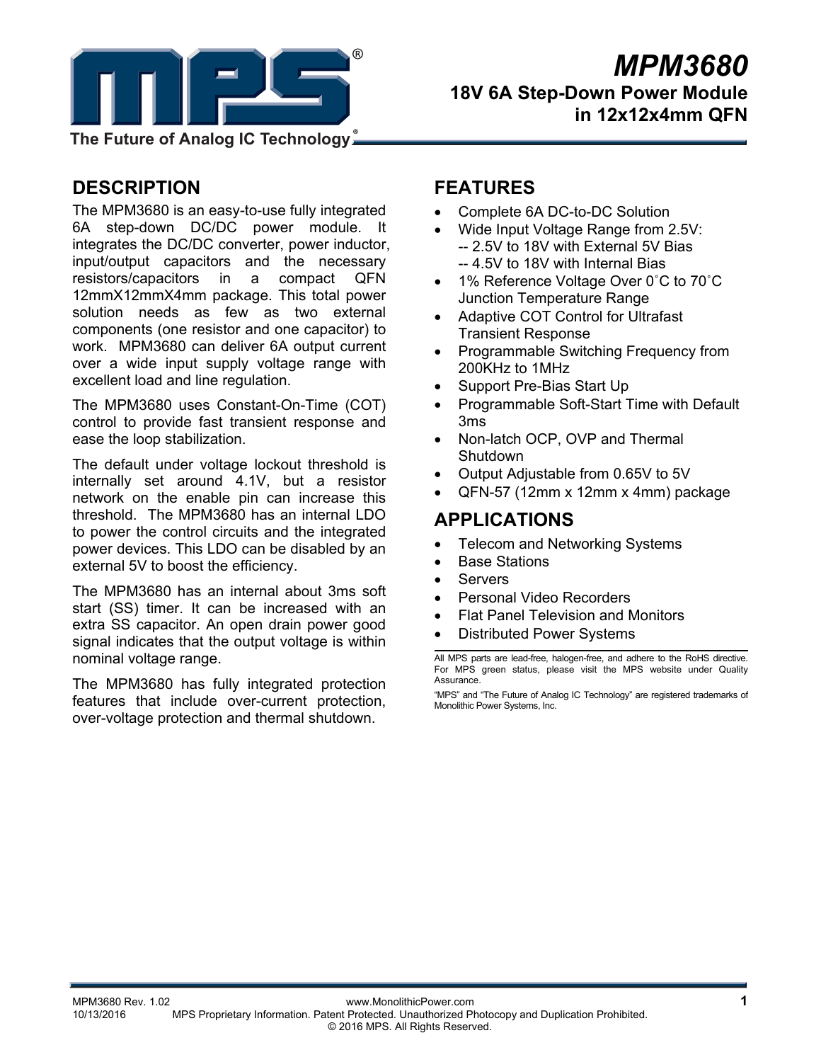# MPM3680

## 18V 6A Step-Down Power Module in 12x12x4mm QFN

## DESCRIPTION

The MPM3680 is an easy-to-use fully integrated 6A step-down DC/DC power module. It integrates the DC/DC converter, power inductor, input/output capacitors and the necessary resistors/capacitors in a compact QFN 12mmX12mmX4mm package. This total power solution needs as few as two external components (one resistor and one capacitor) to work. MPM3680 can deliver 6A output current over a wide input supply voltage range with excellent load and line regulation.

The MPM3680 uses Constant-On-Time (COT) control to provide fast transient response and ease the loop stabilization.

The default under voltage lockout threshold is internally set around 4.1V, but a resistor network on the enable pin can increase this threshold. The MPM3680 has an internal LDO to power the control circuits and the integrated power devices. This LDO can be disabled by an external 5V to boost the efficiency.

The MPM3680 has an internal about 3ms soft start (SS) timer. It can be increased with an extra SS capacitor. An open drain power good signal indicates that the output voltage is within nominal voltage range.

The MPM3680 has fully integrated protection features that include over-current protection, over-voltage protection and thermal shutdown.

## FEATURES

- Complete 6A DC-to-DC Solution
- Wide Input Voltage Range from 2.5V:
  -- 2.5V to 18V with External 5V Bias
  -- 4.5V to 18V with Internal Bias
- 1% Reference Voltage Over 0˚C to 70˚C Junction Temperature Range
- Adaptive COT Control for Ultrafast Transient Response
- Programmable Switching Frequency from 200KHz to 1MHz
- Support Pre-Bias Start Up
- Programmable Soft-Start Time with Default 3ms
- Non-latch OCP, OVP and Thermal Shutdown
- Output Adjustable from 0.65V to 5V
- QFN-57 (12mm x 12mm x 4mm) package

## APPLICATIONS

- Telecom and Networking Systems
- Base Stations
- Servers
- Personal Video Recorders
- Flat Panel Television and Monitors
- Distributed Power Systems

All MPS parts are lead-free, halogen-free, and adhere to the RoHS directive. For MPS green status, please visit the MPS website under Quality Assurance.

"MPS" and "The Future of Analog IC Technology" are registered trademarks of Monolithic Power Systems, Inc.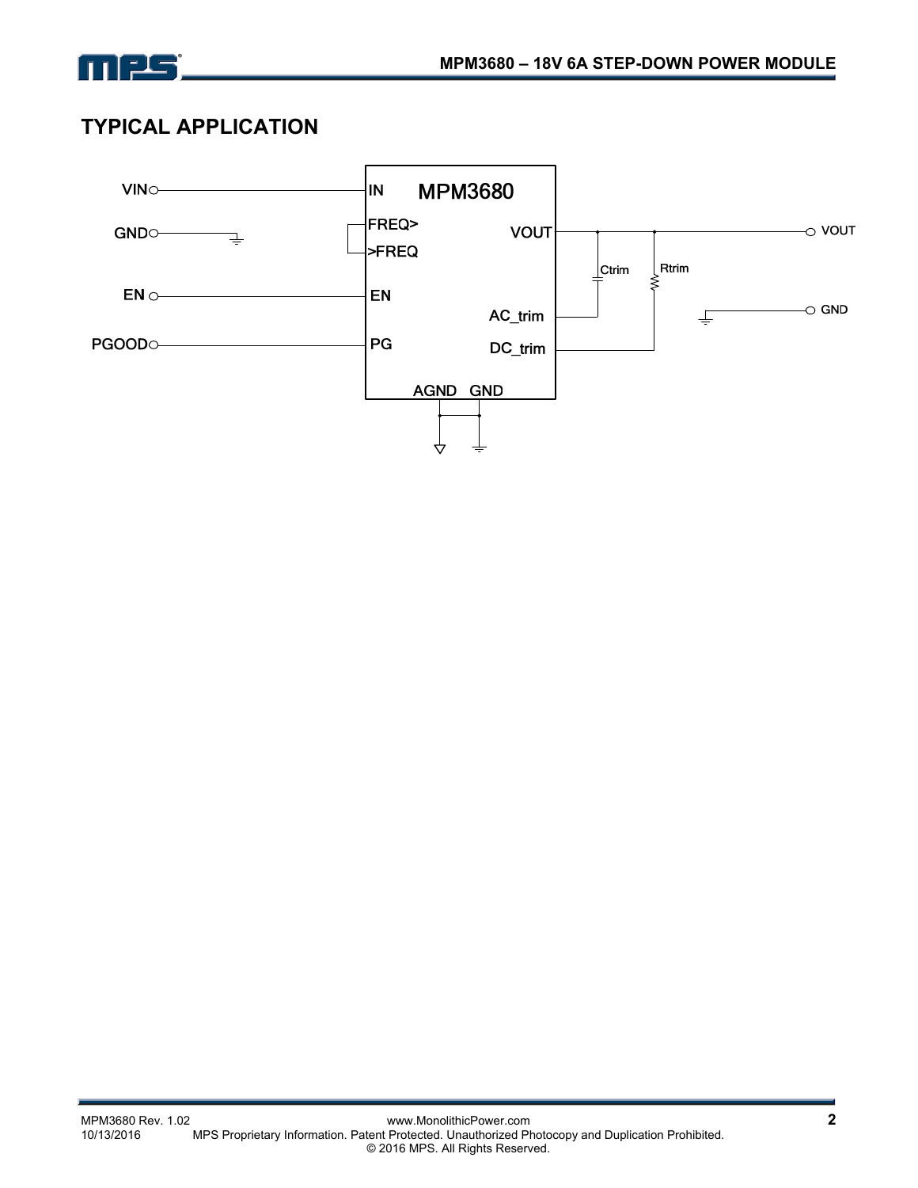## TYPICAL APPLICATION

VIN, GND, EN, PGOOD, IN, MPM3680, FREQ>, >FREQ, VOUT, EN, AC_trim, PG, DC_trim, AGND, GND, Ctrim, Rtrim, VOUT, GND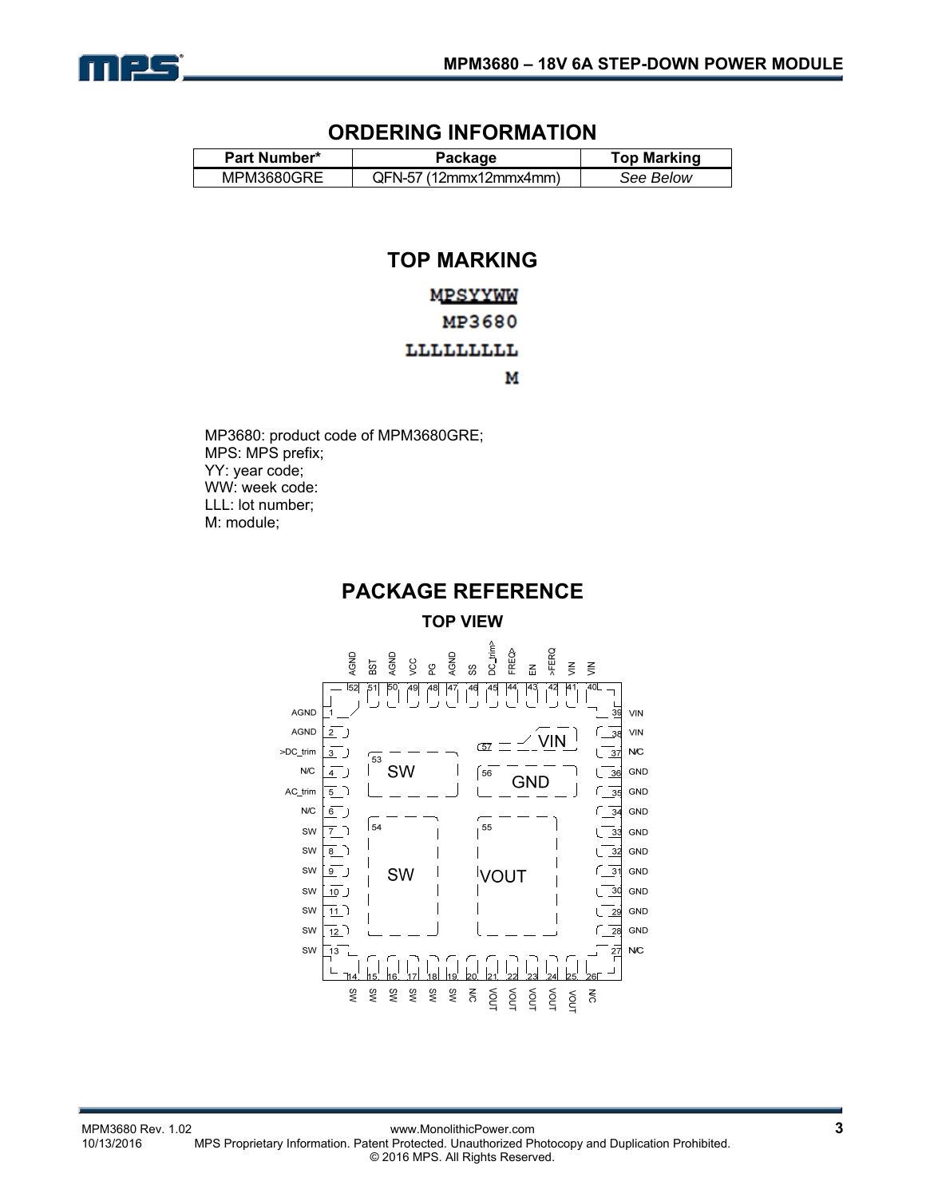## ORDERING INFORMATION

| Part Number* | Package | Top Marking |
|---|---|---|
| MPM3680GRE | QFN-57 (12mmx12mmx4mm) | *See Below* |

## TOP MARKING

MPSYYWW
MP3680
LLLLLLLL
M

MP3680: product code of MPM3680GRE;
MPS: MPS prefix;
YY: year code;
WW: week code:
LLL: lot number;
M: module;

## PACKAGE REFERENCE

### TOP VIEW

Left side (pins 1–13): 1 AGND, 2 AGND, 3 >DC_trim, 4 N/C, 5 AC_trim, 6 N/C, 7 SW, 8 SW, 9 SW, 10 SW, 11 SW, 12 SW, 13 SW

Bottom (pins 14–26): 14 SW, 15 SW, 16 SW, 17 SW, 18 SW, 19 SW, 20 N/C, 21 VOUT, 22 VOUT, 23 VOUT, 24 VOUT, 25 VOUT, 26 N/C

Right side (pins 27–39): 27 N/C, 28 GND, 29 GND, 30 GND, 31 GND, 32 GND, 33 GND, 34 GND, 35 GND, 36 GND, 37 N/C, 38 VIN, 39 VIN

Top (pins 40–52): 40 VIN, 41 VIN, 42 >FERQ, 43 EN, 44 FREQ>, 45 DC_trim>, 46 SS, 47 AGND, 48 PG, 49 VCC, 50 AGND, 51 BST, 52 AGND

Exposed pads: 53 SW, 54 SW, 55 VOUT, 56 GND, 57 VIN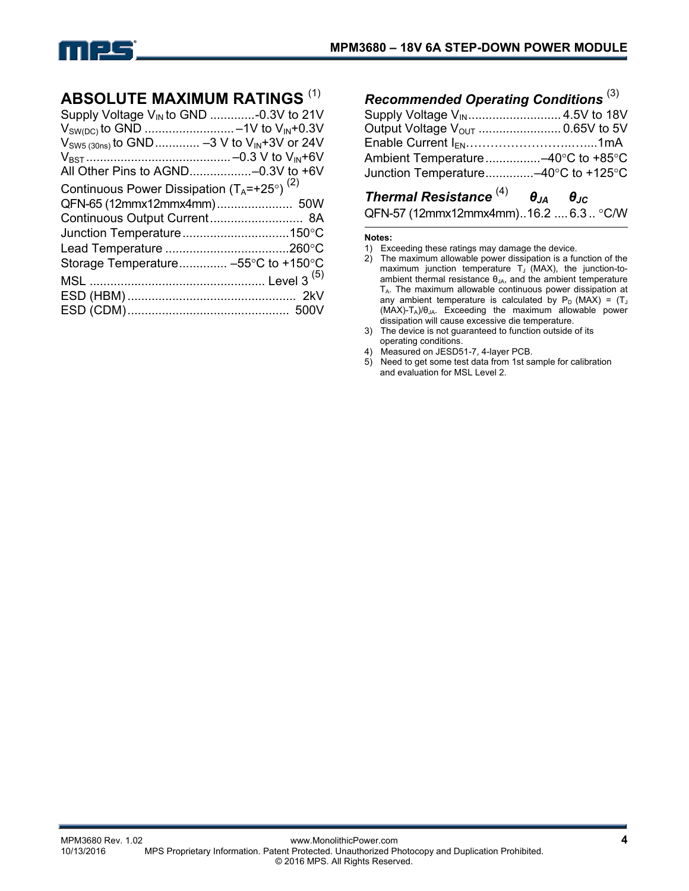## ABSOLUTE MAXIMUM RATINGS [(1)]

Supply Voltage $V_{IN}$ to GND .............-0.3V to 21V
$V_{SW(DC)}$ to GND .......................... –1V to $V_{IN}$+0.3V
$V_{SW5\ (30ns)}$ to GND............. –3 V to $V_{IN}$+3V or 24V
$V_{BST}$ .......................................... –0.3 V to $V_{IN}$+6V
All Other Pins to AGND..................–0.3V to +6V
Continuous Power Dissipation ($T_A$=+25°) [(2)]
QFN-65 (12mmx12mmx4mm)...................... 50W
Continuous Output Current........................... 8A
Junction Temperature...............................150°C
Lead Temperature ....................................260°C
Storage Temperature.............. –55°C to +150°C
MSL .................................................. Level 3 [(5)]
ESD (HBM) ................................................. 2kV
ESD (CDM)............................................... 500V

### *Recommended Operating Conditions* [(3)]

Supply Voltage $V_{IN}$........................... 4.5V to 18V
Output Voltage $V_{OUT}$ ........................ 0.65V to 5V
Enable Current $I_{EN}$………………………..…....1mA
Ambient Temperature................–40°C to +85°C
Junction Temperature..............–40°C to +125°C

### *Thermal Resistance* [(4)]

| | $\theta_{JA}$ | $\theta_{JC}$ | |
|---|---|---|---|
| QFN-57 (12mmx12mmx4mm) | 16.2 | 6.3 | °C/W |

**Notes:**

1) Exceeding these ratings may damage the device.
2) The maximum allowable power dissipation is a function of the maximum junction temperature $T_J$ (MAX), the junction-to-ambient thermal resistance $\theta_{JA}$, and the ambient temperature $T_A$. The maximum allowable continuous power dissipation at any ambient temperature is calculated by $P_D$ (MAX) = ($T_J$ (MAX)-$T_A$)/$\theta_{JA}$. Exceeding the maximum allowable power dissipation will cause excessive die temperature.
3) The device is not guaranteed to function outside of its operating conditions.
4) Measured on JESD51-7, 4-layer PCB.
5) Need to get some test data from 1st sample for calibration and evaluation for MSL Level 2.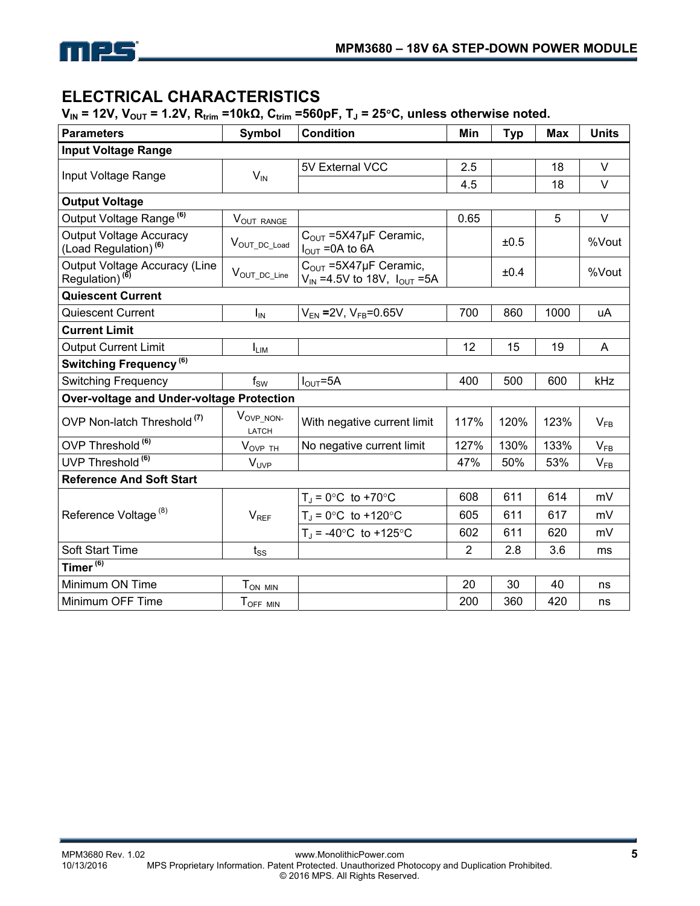## ELECTRICAL CHARACTERISTICS

**$V_{IN}$ = 12V, $V_{OUT}$ = 1.2V, $R_{trim}$ =10kΩ, $C_{trim}$ =560pF, $T_J$ = 25°C, unless otherwise noted.**

| Parameters | Symbol | Condition | Min | Typ | Max | Units |
|---|---|---|---|---|---|---|
| **Input Voltage Range** | | | | | | |
| Input Voltage Range | $V_{IN}$ | 5V External VCC | 2.5 | | 18 | V |
| | | | 4.5 | | 18 | V |
| **Output Voltage** | | | | | | |
| Output Voltage Range [(6)] | $V_{OUT\_RANGE}$ | | 0.65 | | 5 | V |
| Output Voltage Accuracy (Load Regulation) [(6)] | $V_{OUT\_DC\_Load}$ | $C_{OUT}$ =5X47μF Ceramic, $I_{OUT}$ =0A to 6A | | ±0.5 | | %Vout |
| Output Voltage Accuracy (Line Regulation) [(6)] | $V_{OUT\_DC\_Line}$ | $C_{OUT}$ =5X47μF Ceramic, $V_{IN}$ =4.5V to 18V, $I_{OUT}$ =5A | | ±0.4 | | %Vout |
| **Quiescent Current** | | | | | | |
| Quiescent Current | $I_{IN}$ | $V_{EN}$ =2V, $V_{FB}$=0.65V | 700 | 860 | 1000 | uA |
| **Current Limit** | | | | | | |
| Output Current Limit | $I_{LIM}$ | | 12 | 15 | 19 | A |
| **Switching Frequency [(6)]** | | | | | | |
| Switching Frequency | $f_{SW}$ | $I_{OUT}$=5A | 400 | 500 | 600 | kHz |
| **Over-voltage and Under-voltage Protection** | | | | | | |
| OVP Non-latch Threshold [(7)] | $V_{OVP\_NON-LATCH}$ | With negative current limit | 117% | 120% | 123% | $V_{FB}$ |
| OVP Threshold [(6)] | $V_{OVP\_TH}$ | No negative current limit | 127% | 130% | 133% | $V_{FB}$ |
| UVP Threshold [(6)] | $V_{UVP}$ | | 47% | 50% | 53% | $V_{FB}$ |
| **Reference And Soft Start** | | | | | | |
| Reference Voltage [(8)] | $V_{REF}$ | $T_J$ = 0°C to +70°C | 608 | 611 | 614 | mV |
| | | $T_J$ = 0°C to +120°C | 605 | 611 | 617 | mV |
| | | $T_J$ = -40°C to +125°C | 602 | 611 | 620 | mV |
| Soft Start Time | $t_{SS}$ | | 2 | 2.8 | 3.6 | ms |
| **Timer [(6)]** | | | | | | |
| Minimum ON Time | $T_{ON\_MIN}$ | | 20 | 30 | 40 | ns |
| Minimum OFF Time | $T_{OFF\_MIN}$ | | 200 | 360 | 420 | ns |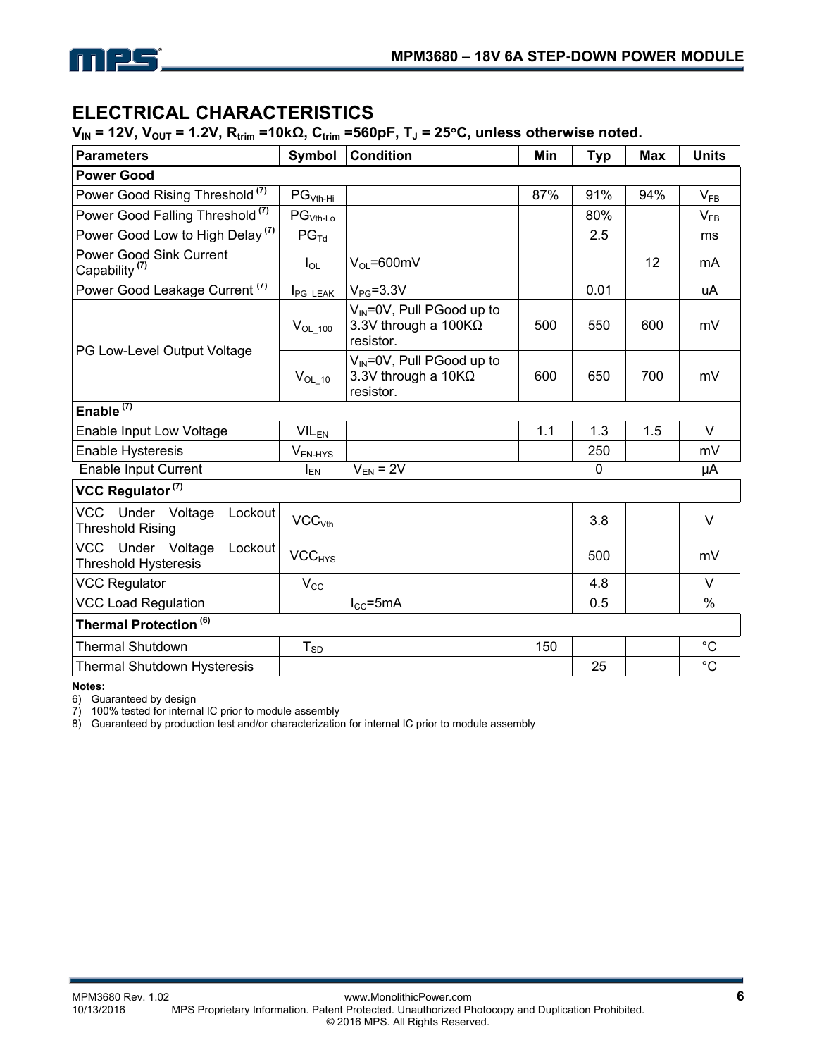## ELECTRICAL CHARACTERISTICS

**$V_{IN}$ = 12V, $V_{OUT}$ = 1.2V, $R_{trim}$ =10kΩ, $C_{trim}$ =560pF, $T_J$ = 25°C, unless otherwise noted.**

| Parameters | Symbol | Condition | Min | Typ | Max | Units |
|---|---|---|---|---|---|---|
| **Power Good** | | | | | | |
| Power Good Rising Threshold (7) | $PG_{Vth-Hi}$ | | 87% | 91% | 94% | $V_{FB}$ |
| Power Good Falling Threshold (7) | $PG_{Vth-Lo}$ | | | 80% | | $V_{FB}$ |
| Power Good Low to High Delay (7) | $PG_{Td}$ | | | 2.5 | | ms |
| Power Good Sink Current Capability (7) | $I_{OL}$ | $V_{OL}$=600mV | | | 12 | mA |
| Power Good Leakage Current (7) | $I_{PG\_LEAK}$ | $V_{PG}$=3.3V | | 0.01 | | uA |
| PG Low-Level Output Voltage | $V_{OL\_100}$ | $V_{IN}$=0V, Pull PGood up to 3.3V through a 100KΩ resistor. | 500 | 550 | 600 | mV |
| | $V_{OL\_10}$ | $V_{IN}$=0V, Pull PGood up to 3.3V through a 10KΩ resistor. | 600 | 650 | 700 | mV |
| **Enable (7)** | | | | | | |
| Enable Input Low Voltage | $VIL_{EN}$ | | 1.1 | 1.3 | 1.5 | V |
| Enable Hysteresis | $V_{EN-HYS}$ | | | 250 | | mV |
| Enable Input Current | $I_{EN}$ | $V_{EN}$ = 2V | | 0 | | μA |
| **VCC Regulator (7)** | | | | | | |
| VCC Under Voltage Lockout Threshold Rising | $VCC_{Vth}$ | | | 3.8 | | V |
| VCC Under Voltage Lockout Threshold Hysteresis | $VCC_{HYS}$ | | | 500 | | mV |
| VCC Regulator | $V_{CC}$ | | | 4.8 | | V |
| VCC Load Regulation | | $I_{CC}$=5mA | | 0.5 | | % |
| **Thermal Protection (6)** | | | | | | |
| Thermal Shutdown | $T_{SD}$ | | 150 | | | °C |
| Thermal Shutdown Hysteresis | | | | 25 | | °C |

**Notes:**

6) Guaranteed by design
7) 100% tested for internal IC prior to module assembly
8) Guaranteed by production test and/or characterization for internal IC prior to module assembly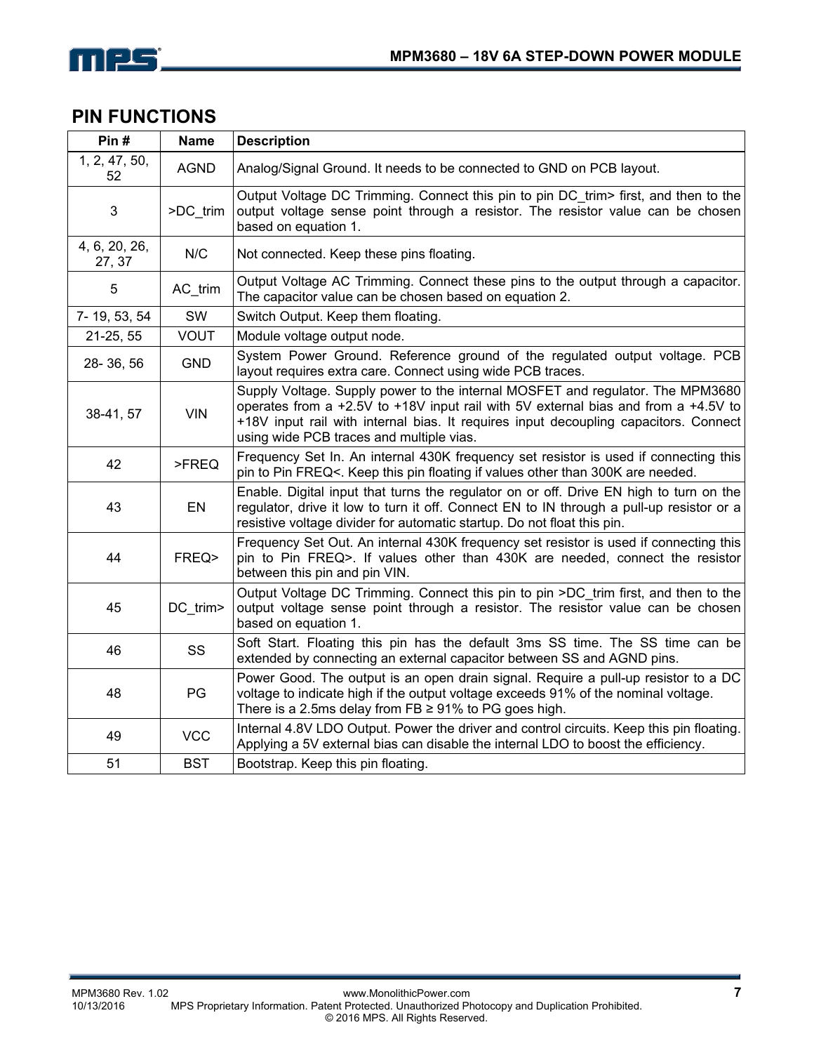## PIN FUNCTIONS

| Pin # | Name | Description |
|---|---|---|
| 1, 2, 47, 50, 52 | AGND | Analog/Signal Ground. It needs to be connected to GND on PCB layout. |
| 3 | >DC_trim | Output Voltage DC Trimming. Connect this pin to pin DC_trim> first, and then to the output voltage sense point through a resistor. The resistor value can be chosen based on equation 1. |
| 4, 6, 20, 26, 27, 37 | N/C | Not connected. Keep these pins floating. |
| 5 | AC_trim | Output Voltage AC Trimming. Connect these pins to the output through a capacitor. The capacitor value can be chosen based on equation 2. |
| 7- 19, 53, 54 | SW | Switch Output. Keep them floating. |
| 21-25, 55 | VOUT | Module voltage output node. |
| 28- 36, 56 | GND | System Power Ground. Reference ground of the regulated output voltage. PCB layout requires extra care. Connect using wide PCB traces. |
| 38-41, 57 | VIN | Supply Voltage. Supply power to the internal MOSFET and regulator. The MPM3680 operates from a +2.5V to +18V input rail with 5V external bias and from a +4.5V to +18V input rail with internal bias. It requires input decoupling capacitors. Connect using wide PCB traces and multiple vias. |
| 42 | >FREQ | Frequency Set In. An internal 430K frequency set resistor is used if connecting this pin to Pin FREQ<. Keep this pin floating if values other than 300K are needed. |
| 43 | EN | Enable. Digital input that turns the regulator on or off. Drive EN high to turn on the regulator, drive it low to turn it off. Connect EN to IN through a pull-up resistor or a resistive voltage divider for automatic startup. Do not float this pin. |
| 44 | FREQ> | Frequency Set Out. An internal 430K frequency set resistor is used if connecting this pin to Pin FREQ>. If values other than 430K are needed, connect the resistor between this pin and pin VIN. |
| 45 | DC_trim> | Output Voltage DC Trimming. Connect this pin to pin >DC_trim first, and then to the output voltage sense point through a resistor. The resistor value can be chosen based on equation 1. |
| 46 | SS | Soft Start. Floating this pin has the default 3ms SS time. The SS time can be extended by connecting an external capacitor between SS and AGND pins. |
| 48 | PG | Power Good. The output is an open drain signal. Require a pull-up resistor to a DC voltage to indicate high if the output voltage exceeds 91% of the nominal voltage. There is a 2.5ms delay from FB ≥ 91% to PG goes high. |
| 49 | VCC | Internal 4.8V LDO Output. Power the driver and control circuits. Keep this pin floating. Applying a 5V external bias can disable the internal LDO to boost the efficiency. |
| 51 | BST | Bootstrap. Keep this pin floating. |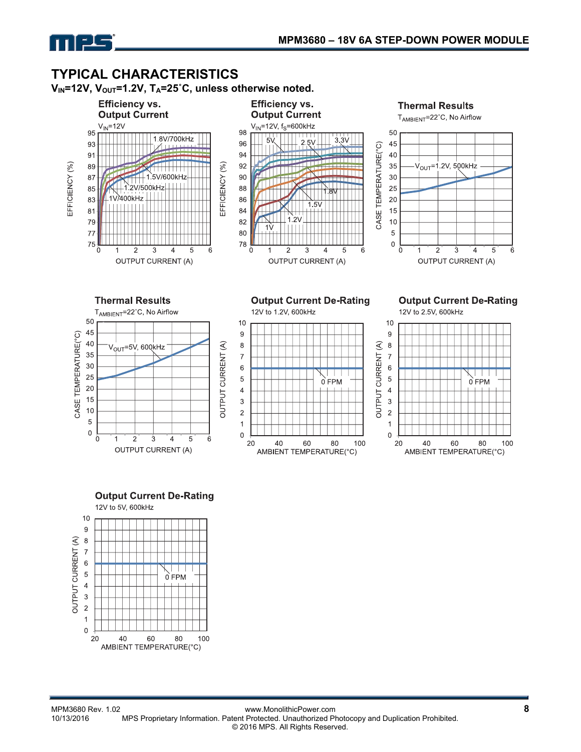## TYPICAL CHARACTERISTICS

**$V_{IN}$=12V, $V_{OUT}$=1.2V, $T_A$=25˚C, unless otherwise noted.**

**Efficiency vs. Output Current**

$V_{IN}$=12V

EFFICIENCY (%)

1.8V/700kHz
1.5V/600kHz
1.2V/500kHz
1V/400kHz

OUTPUT CURRENT (A)

**Efficiency vs. Output Current**

$V_{IN}$=12V, $f_S$=600kHz

EFFICIENCY (%)

5V
2.5V
3.3V
1.8V
1.5V
1.2V
1V

OUTPUT CURRENT (A)

**Thermal Results**

$T_{AMBIENT}$=22˚C, No Airflow

CASE TEMPERATURE(°C)

$V_{OUT}$=1.2V, 500kHz

OUTPUT CURRENT (A)

**Thermal Results**

$T_{AMBIENT}$=22˚C, No Airflow

CASE TEMPERATURE(°C)

$V_{OUT}$=5V, 600kHz

OUTPUT CURRENT (A)

**Output Current De-Rating**

12V to 1.2V, 600kHz

OUTPUT CURRENT (A)

0 FPM

AMBIENT TEMPERATURE(°C)

**Output Current De-Rating**

12V to 2.5V, 600kHz

OUTPUT CURRENT (A)

0 FPM

AMBIENT TEMPERATURE(°C)

**Output Current De-Rating**

12V to 5V, 600kHz

OUTPUT CURRENT (A)

0 FPM

AMBIENT TEMPERATURE(°C)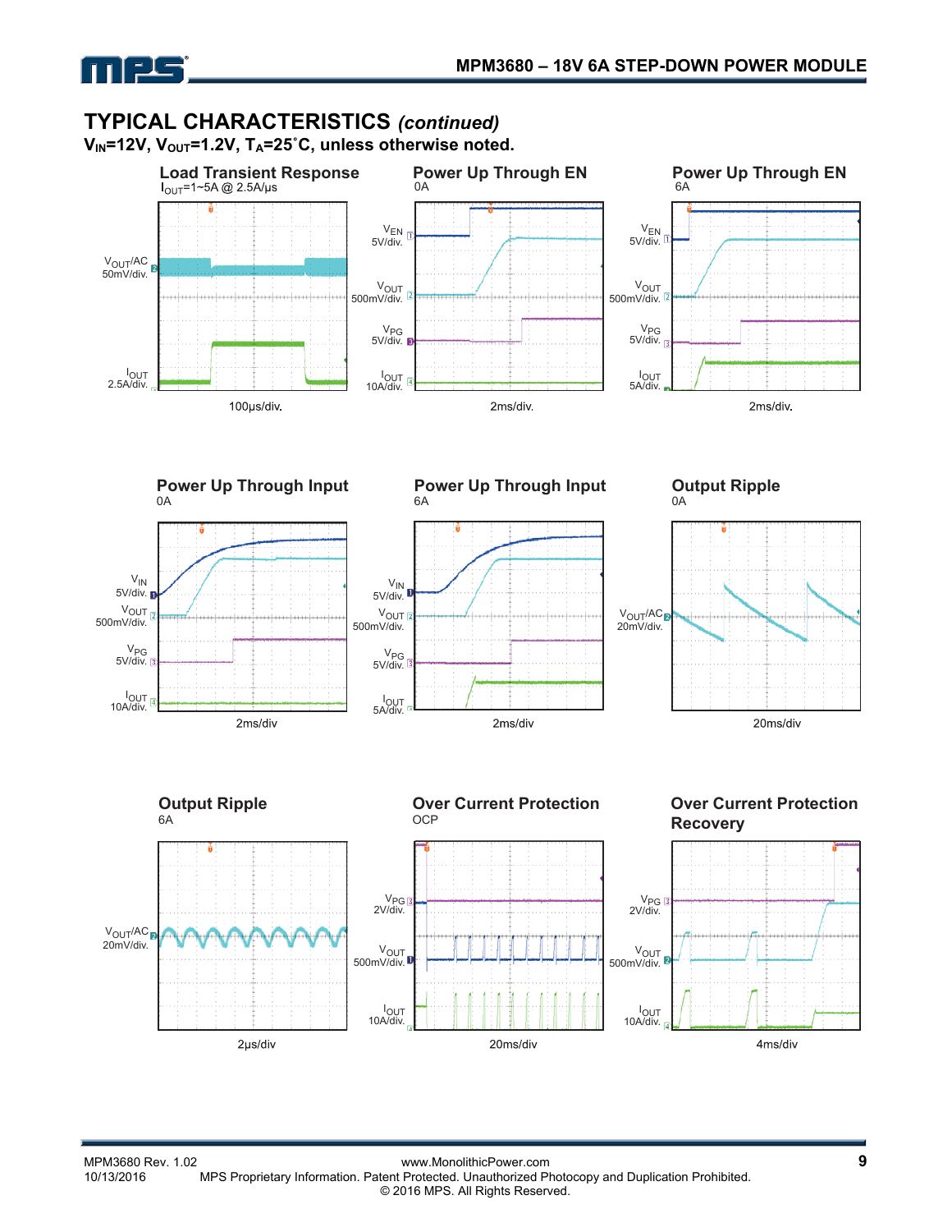## TYPICAL CHARACTERISTICS *(continued)*

**$V_{IN}$=12V, $V_{OUT}$=1.2V, $T_A$=25°C, unless otherwise noted.**

**Load Transient Response**
$I_{OUT}$=1~5A @ 2.5A/μs

$V_{OUT}$/AC 50mV/div.

$I_{OUT}$ 2.5A/div.

100μs/div.

**Power Up Through EN**
0A

$V_{EN}$ 5V/div.

$V_{OUT}$ 500mV/div.

$V_{PG}$ 5V/div.

$I_{OUT}$ 10A/div.

2ms/div.

**Power Up Through EN**
6A

$V_{EN}$ 5V/div.

$V_{OUT}$ 500mV/div.

$V_{PG}$ 5V/div.

$I_{OUT}$ 5A/div.

2ms/div.

**Power Up Through Input**
0A

$V_{IN}$ 5V/div.

$V_{OUT}$ 500mV/div.

$V_{PG}$ 5V/div.

$I_{OUT}$ 10A/div.

2ms/div

**Power Up Through Input**
6A

$V_{IN}$ 5V/div.

$V_{OUT}$ 500mV/div.

$V_{PG}$ 5V/div.

$I_{OUT}$ 5A/div.

2ms/div

**Output Ripple**
0A

$V_{OUT}$/AC 20mV/div.

20ms/div

**Output Ripple**
6A

$V_{OUT}$/AC 20mV/div.

2μs/div

**Over Current Protection**
OCP

$V_{PG}$ 2V/div.

$V_{OUT}$ 500mV/div.

$I_{OUT}$ 10A/div.

20ms/div

**Over Current Protection Recovery**

$V_{PG}$ 2V/div.

$V_{OUT}$ 500mV/div.

$I_{OUT}$ 10A/div.

4ms/div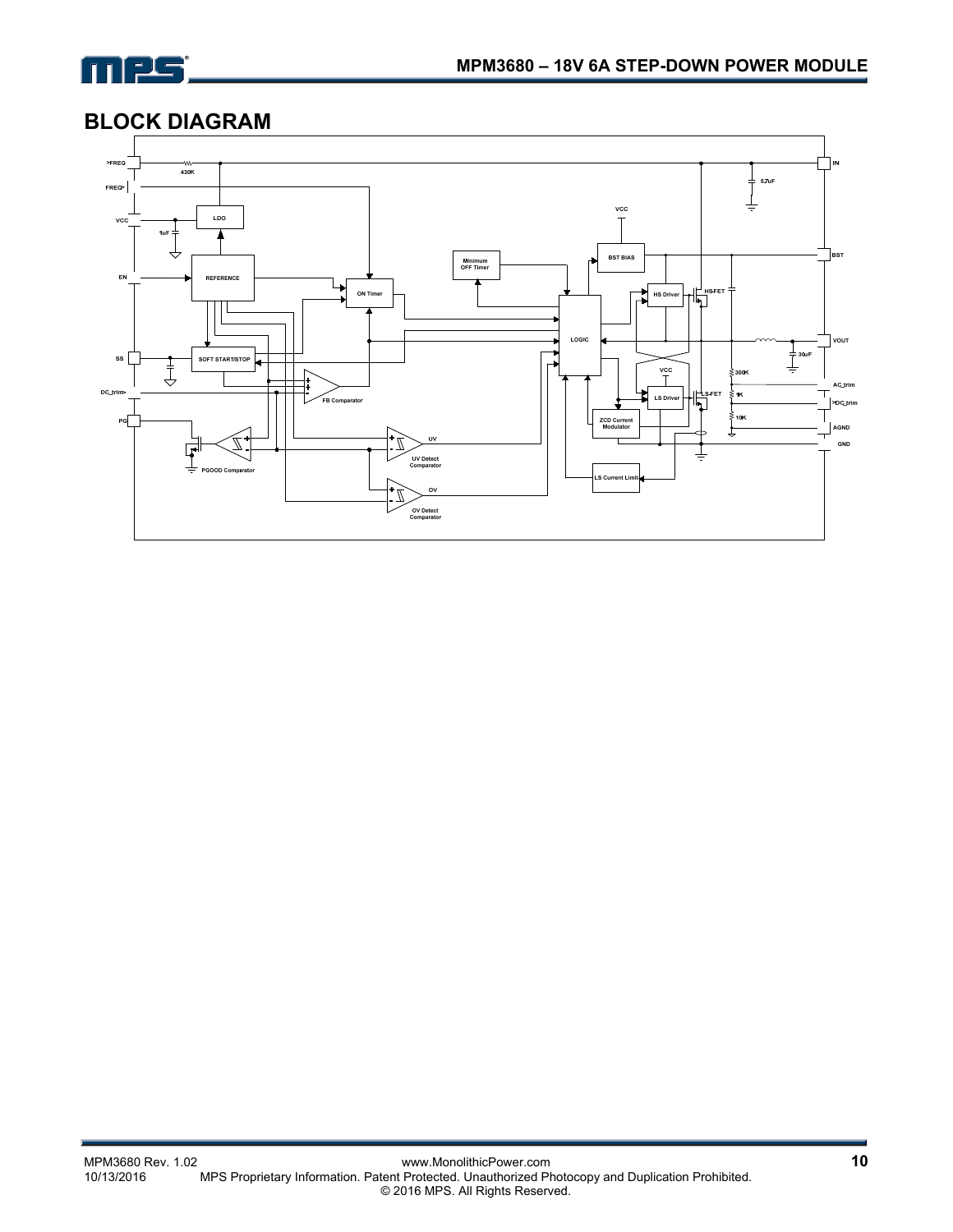## BLOCK DIAGRAM

FREQ
430K
FREQ
VCC
LDO
1uF
EN
REFERENCE
SS
SOFT START/STOP
DC_trim
PG
PGOOD Comparator
FB Comparator
ON Timer
Minimum OFF Timer
LOGIC
UV
UV Detect Comparator
OV
OV Detect Comparator
VCC
BST BIAS
HS Driver
HS-FET
VCC
LS Driver
LS-FET
ZCD Current Modulator
LS Current Limit
IN
6.7uF
BST
VOUT
30uF
300K
AC_trim
1K
DC_trim
10K
AGND
GND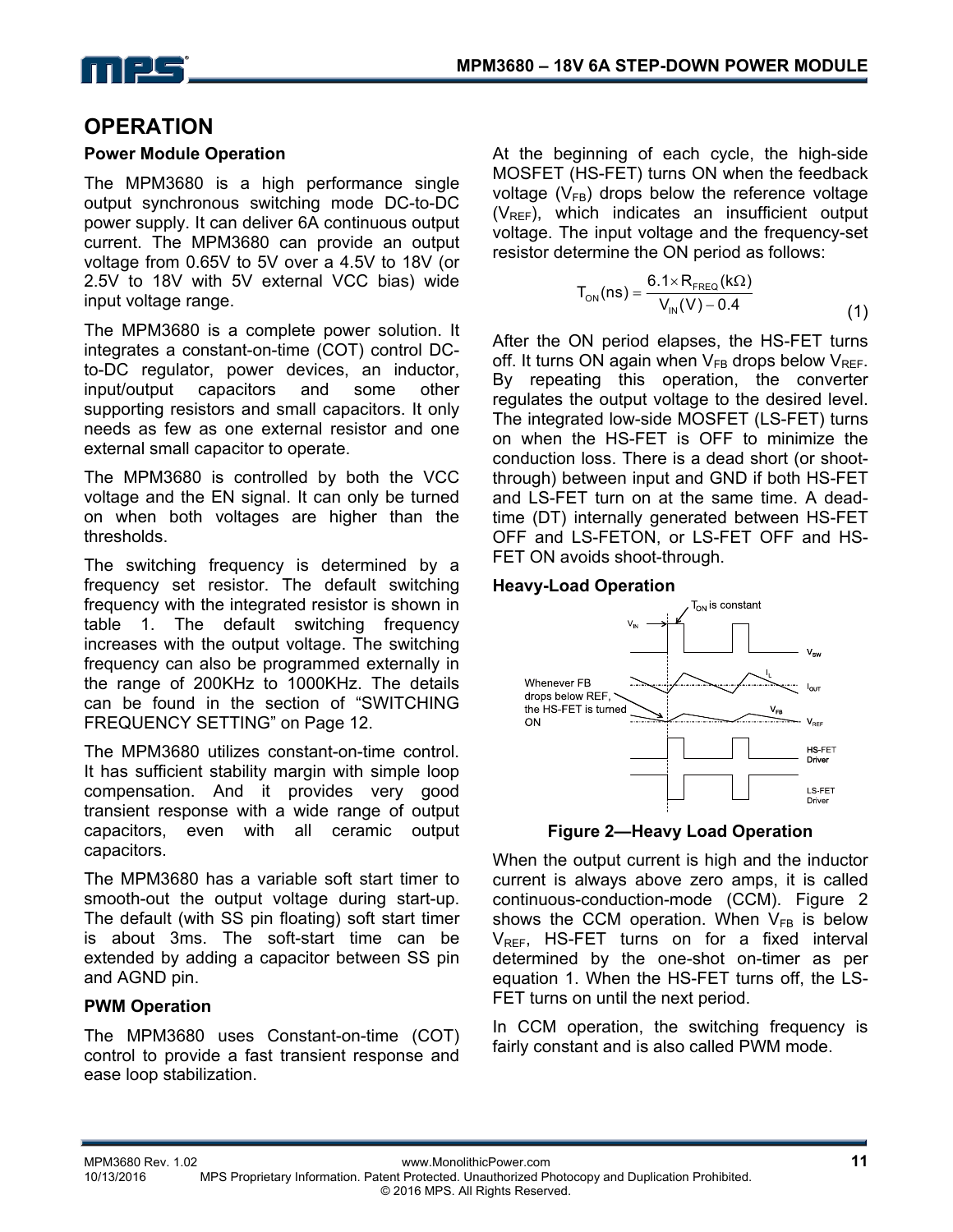# OPERATION

### Power Module Operation

The MPM3680 is a high performance single output synchronous switching mode DC-to-DC power supply. It can deliver 6A continuous output current. The MPM3680 can provide an output voltage from 0.65V to 5V over a 4.5V to 18V (or 2.5V to 18V with 5V external VCC bias) wide input voltage range.

The MPM3680 is a complete power solution. It integrates a constant-on-time (COT) control DC-to-DC regulator, power devices, an inductor, input/output capacitors and some other supporting resistors and small capacitors. It only needs as few as one external resistor and one external small capacitor to operate.

The MPM3680 is controlled by both the VCC voltage and the EN signal. It can only be turned on when both voltages are higher than the thresholds.

The switching frequency is determined by a frequency set resistor. The default switching frequency with the integrated resistor is shown in table 1. The default switching frequency increases with the output voltage. The switching frequency can also be programmed externally in the range of 200KHz to 1000KHz. The details can be found in the section of "SWITCHING FREQUENCY SETTING" on Page 12.

The MPM3680 utilizes constant-on-time control. It has sufficient stability margin with simple loop compensation. And it provides very good transient response with a wide range of output capacitors, even with all ceramic output capacitors.

The MPM3680 has a variable soft start timer to smooth-out the output voltage during start-up. The default (with SS pin floating) soft start timer is about 3ms. The soft-start time can be extended by adding a capacitor between SS pin and AGND pin.

### PWM Operation

The MPM3680 uses Constant-on-time (COT) control to provide a fast transient response and ease loop stabilization.

At the beginning of each cycle, the high-side MOSFET (HS-FET) turns ON when the feedback voltage ($V_{FB}$) drops below the reference voltage ($V_{REF}$), which indicates an insufficient output voltage. The input voltage and the frequency-set resistor determine the ON period as follows:

$$T_{ON}(ns) = \frac{6.1 \times R_{FREQ}(k\Omega)}{V_{IN}(V) - 0.4} \tag{1}$$

After the ON period elapses, the HS-FET turns off. It turns ON again when $V_{FB}$ drops below $V_{REF}$. By repeating this operation, the converter regulates the output voltage to the desired level. The integrated low-side MOSFET (LS-FET) turns on when the HS-FET is OFF to minimize the conduction loss. There is a dead short (or shoot-through) between input and GND if both HS-FET and LS-FET turn on at the same time. A dead-time (DT) internally generated between HS-FET OFF and LS-FETON, or LS-FET OFF and HS-FET ON avoids shoot-through.

### Heavy-Load Operation

Figure 2—Heavy Load Operation

When the output current is high and the inductor current is always above zero amps, it is called continuous-conduction-mode (CCM). Figure 2 shows the CCM operation. When $V_{FB}$ is below $V_{REF}$, HS-FET turns on for a fixed interval determined by the one-shot on-timer as per equation 1. When the HS-FET turns off, the LS-FET turns on until the next period.

In CCM operation, the switching frequency is fairly constant and is also called PWM mode.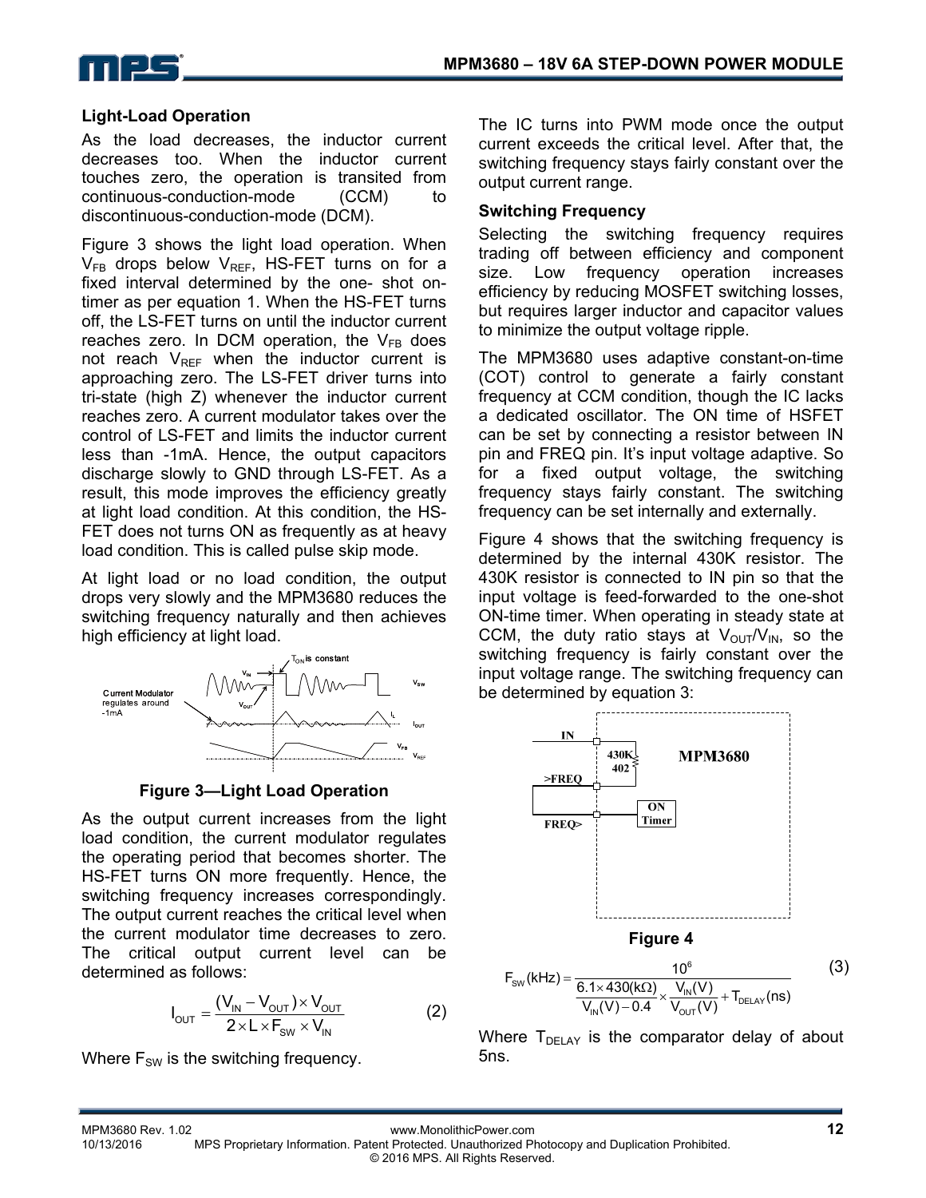### Light-Load Operation

As the load decreases, the inductor current decreases too. When the inductor current touches zero, the operation is transited from continuous-conduction-mode (CCM) to discontinuous-conduction-mode (DCM).

Figure 3 shows the light load operation. When $V_{FB}$ drops below $V_{REF}$, HS-FET turns on for a fixed interval determined by the one- shot on-timer as per equation 1. When the HS-FET turns off, the LS-FET turns on until the inductor current reaches zero. In DCM operation, the $V_{FB}$ does not reach $V_{REF}$ when the inductor current is approaching zero. The LS-FET driver turns into tri-state (high Z) whenever the inductor current reaches zero. A current modulator takes over the control of LS-FET and limits the inductor current less than -1mA. Hence, the output capacitors discharge slowly to GND through LS-FET. As a result, this mode improves the efficiency greatly at light load condition. At this condition, the HS-FET does not turns ON as frequently as at heavy load condition. This is called pulse skip mode.

At light load or no load condition, the output drops very slowly and the MPM3680 reduces the switching frequency naturally and then achieves high efficiency at light load.

**Figure 3—Light Load Operation**

As the output current increases from the light load condition, the current modulator regulates the operating period that becomes shorter. The HS-FET turns ON more frequently. Hence, the switching frequency increases correspondingly. The output current reaches the critical level when the current modulator time decreases to zero. The critical output current level can be determined as follows:

$$I_{OUT} = \frac{(V_{IN} - V_{OUT}) \times V_{OUT}}{2 \times L \times F_{SW} \times V_{IN}} \quad (2)$$

Where $F_{SW}$ is the switching frequency.

The IC turns into PWM mode once the output current exceeds the critical level. After that, the switching frequency stays fairly constant over the output current range.

### Switching Frequency

Selecting the switching frequency requires trading off between efficiency and component size. Low frequency operation increases efficiency by reducing MOSFET switching losses, but requires larger inductor and capacitor values to minimize the output voltage ripple.

The MPM3680 uses adaptive constant-on-time (COT) control to generate a fairly constant frequency at CCM condition, though the IC lacks a dedicated oscillator. The ON time of HSFET can be set by connecting a resistor between IN pin and FREQ pin. It's input voltage adaptive. So for a fixed output voltage, the switching frequency stays fairly constant. The switching frequency can be set internally and externally.

Figure 4 shows that the switching frequency is determined by the internal 430K resistor. The 430K resistor is connected to IN pin so that the input voltage is feed-forwarded to the one-shot ON-time timer. When operating in steady state at CCM, the duty ratio stays at $V_{OUT}/V_{IN}$, so the switching frequency is fairly constant over the input voltage range. The switching frequency can be determined by equation 3:

**Figure 4**

$$F_{SW}(kHz) = \frac{10^6}{\frac{6.1 \times 430(k\Omega)}{V_{IN}(V) - 0.4} \times \frac{V_{IN}(V)}{V_{OUT}(V)} + T_{DELAY}(ns)} \quad (3)$$

Where $T_{DELAY}$ is the comparator delay of about 5ns.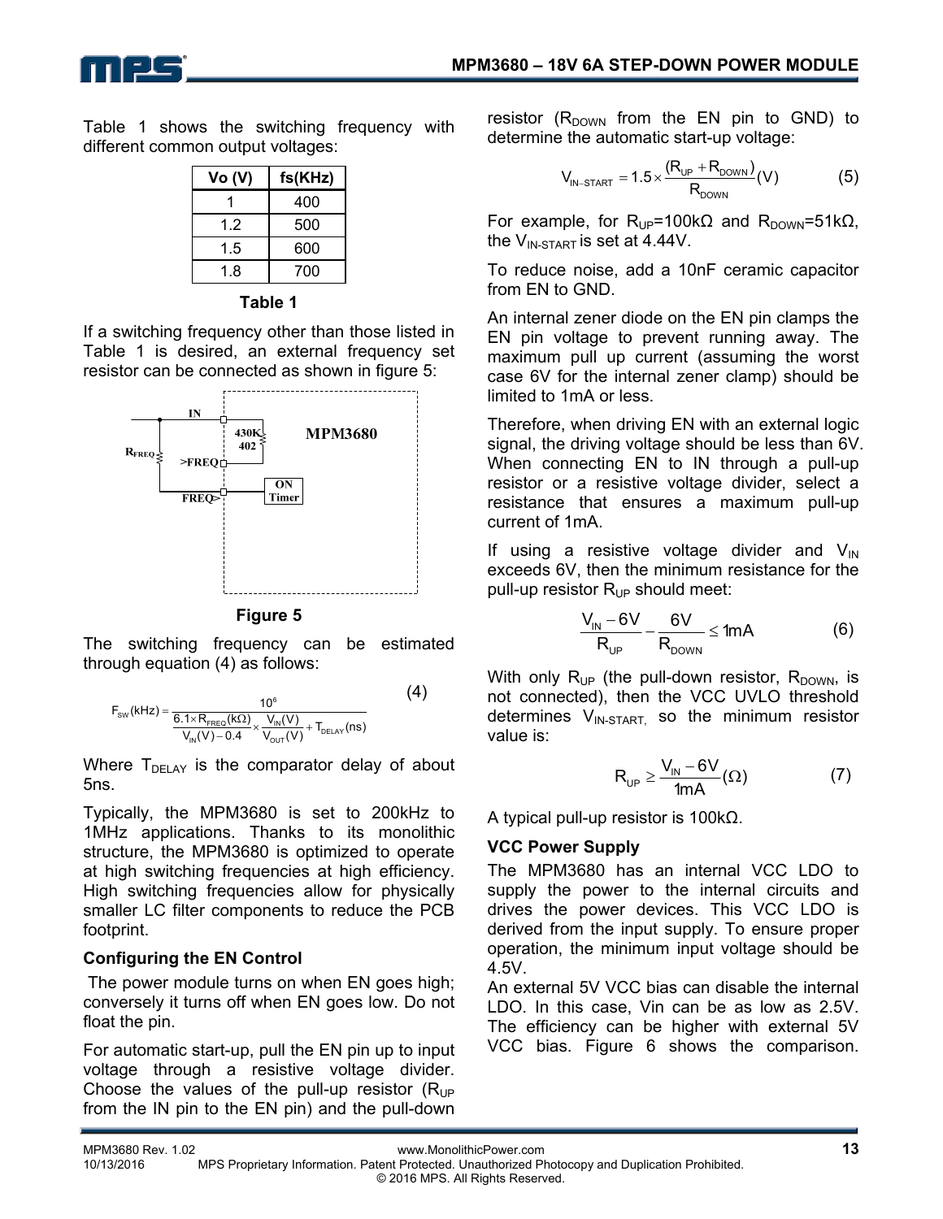Table 1 shows the switching frequency with different common output voltages:

| Vo (V) | fs(KHz) |
|---|---|
| 1 | 400 |
| 1.2 | 500 |
| 1.5 | 600 |
| 1.8 | 700 |

**Table 1**

If a switching frequency other than those listed in Table 1 is desired, an external frequency set resistor can be connected as shown in figure 5:

**Figure 5**

The switching frequency can be estimated through equation (4) as follows:

$$F_{SW}(kHz) = \frac{10^6}{\frac{6.1 \times R_{FREQ}(k\Omega)}{V_{IN}(V) - 0.4} \times \frac{V_{IN}(V)}{V_{OUT}(V)} + T_{DELAY}(ns)} \quad (4)$$

Where $T_{DELAY}$ is the comparator delay of about 5ns.

Typically, the MPM3680 is set to 200kHz to 1MHz applications. Thanks to its monolithic structure, the MPM3680 is optimized to operate at high switching frequencies at high efficiency. High switching frequencies allow for physically smaller LC filter components to reduce the PCB footprint.

### Configuring the EN Control

The power module turns on when EN goes high; conversely it turns off when EN goes low. Do not float the pin.

For automatic start-up, pull the EN pin up to input voltage through a resistive voltage divider. Choose the values of the pull-up resistor ($R_{UP}$ from the IN pin to the EN pin) and the pull-down resistor ($R_{DOWN}$ from the EN pin to GND) to determine the automatic start-up voltage:

$$V_{IN-START} = 1.5 \times \frac{(R_{UP} + R_{DOWN})}{R_{DOWN}}(V) \quad (5)$$

For example, for $R_{UP}$=100kΩ and $R_{DOWN}$=51kΩ, the $V_{IN-START}$ is set at 4.44V.

To reduce noise, add a 10nF ceramic capacitor from EN to GND.

An internal zener diode on the EN pin clamps the EN pin voltage to prevent running away. The maximum pull up current (assuming the worst case 6V for the internal zener clamp) should be limited to 1mA or less.

Therefore, when driving EN with an external logic signal, the driving voltage should be less than 6V. When connecting EN to IN through a pull-up resistor or a resistive voltage divider, select a resistance that ensures a maximum pull-up current of 1mA.

If using a resistive voltage divider and $V_{IN}$ exceeds 6V, then the minimum resistance for the pull-up resistor $R_{UP}$ should meet:

$$\frac{V_{IN} - 6V}{R_{UP}} - \frac{6V}{R_{DOWN}} \leq 1mA \quad (6)$$

With only $R_{UP}$ (the pull-down resistor, $R_{DOWN}$, is not connected), then the VCC UVLO threshold determines $V_{IN-START}$, so the minimum resistor value is:

$$R_{UP} \geq \frac{V_{IN} - 6V}{1mA}(\Omega) \quad (7)$$

A typical pull-up resistor is 100kΩ.

### VCC Power Supply

The MPM3680 has an internal VCC LDO to supply the power to the internal circuits and drives the power devices. This VCC LDO is derived from the input supply. To ensure proper operation, the minimum input voltage should be 4.5V.

An external 5V VCC bias can disable the internal LDO. In this case, Vin can be as low as 2.5V. The efficiency can be higher with external 5V VCC bias. Figure 6 shows the comparison.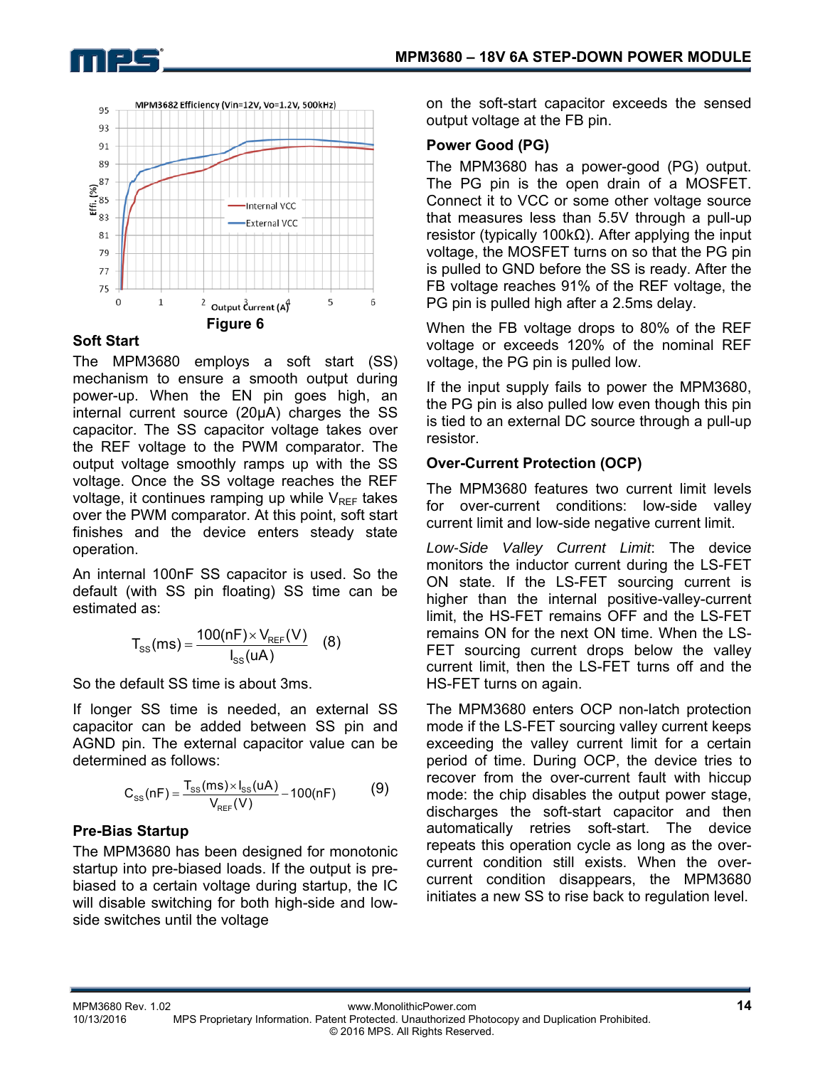Figure 6

## Soft Start

The MPM3680 employs a soft start (SS) mechanism to ensure a smooth output during power-up. When the EN pin goes high, an internal current source (20μA) charges the SS capacitor. The SS capacitor voltage takes over the REF voltage to the PWM comparator. The output voltage smoothly ramps up with the SS voltage. Once the SS voltage reaches the REF voltage, it continues ramping up while $V_{REF}$ takes over the PWM comparator. At this point, soft start finishes and the device enters steady state operation.

An internal 100nF SS capacitor is used. So the default (with SS pin floating) SS time can be estimated as:

$$T_{SS}(ms) = \frac{100(nF) \times V_{REF}(V)}{I_{SS}(uA)} \quad (8)$$

So the default SS time is about 3ms.

If longer SS time is needed, an external SS capacitor can be added between SS pin and AGND pin. The external capacitor value can be determined as follows:

$$C_{SS}(nF) = \frac{T_{SS}(ms) \times I_{SS}(uA)}{V_{REF}(V)} - 100(nF) \quad (9)$$

## Pre-Bias Startup

The MPM3680 has been designed for monotonic startup into pre-biased loads. If the output is pre-biased to a certain voltage during startup, the IC will disable switching for both high-side and low-side switches until the voltage on the soft-start capacitor exceeds the sensed output voltage at the FB pin.

## Power Good (PG)

The MPM3680 has a power-good (PG) output. The PG pin is the open drain of a MOSFET. Connect it to VCC or some other voltage source that measures less than 5.5V through a pull-up resistor (typically 100kΩ). After applying the input voltage, the MOSFET turns on so that the PG pin is pulled to GND before the SS is ready. After the FB voltage reaches 91% of the REF voltage, the PG pin is pulled high after a 2.5ms delay.

When the FB voltage drops to 80% of the REF voltage or exceeds 120% of the nominal REF voltage, the PG pin is pulled low.

If the input supply fails to power the MPM3680, the PG pin is also pulled low even though this pin is tied to an external DC source through a pull-up resistor.

## Over-Current Protection (OCP)

The MPM3680 features two current limit levels for over-current conditions: low-side valley current limit and low-side negative current limit.

*Low-Side Valley Current Limit*: The device monitors the inductor current during the LS-FET ON state. If the LS-FET sourcing current is higher than the internal positive-valley-current limit, the HS-FET remains OFF and the LS-FET remains ON for the next ON time. When the LS-FET sourcing current drops below the valley current limit, then the LS-FET turns off and the HS-FET turns on again.

The MPM3680 enters OCP non-latch protection mode if the LS-FET sourcing valley current keeps exceeding the valley current limit for a certain period of time. During OCP, the device tries to recover from the over-current fault with hiccup mode: the chip disables the output power stage, discharges the soft-start capacitor and then automatically retries soft-start. The device repeats this operation cycle as long as the over-current condition still exists. When the over-current condition disappears, the MPM3680 initiates a new SS to rise back to regulation level.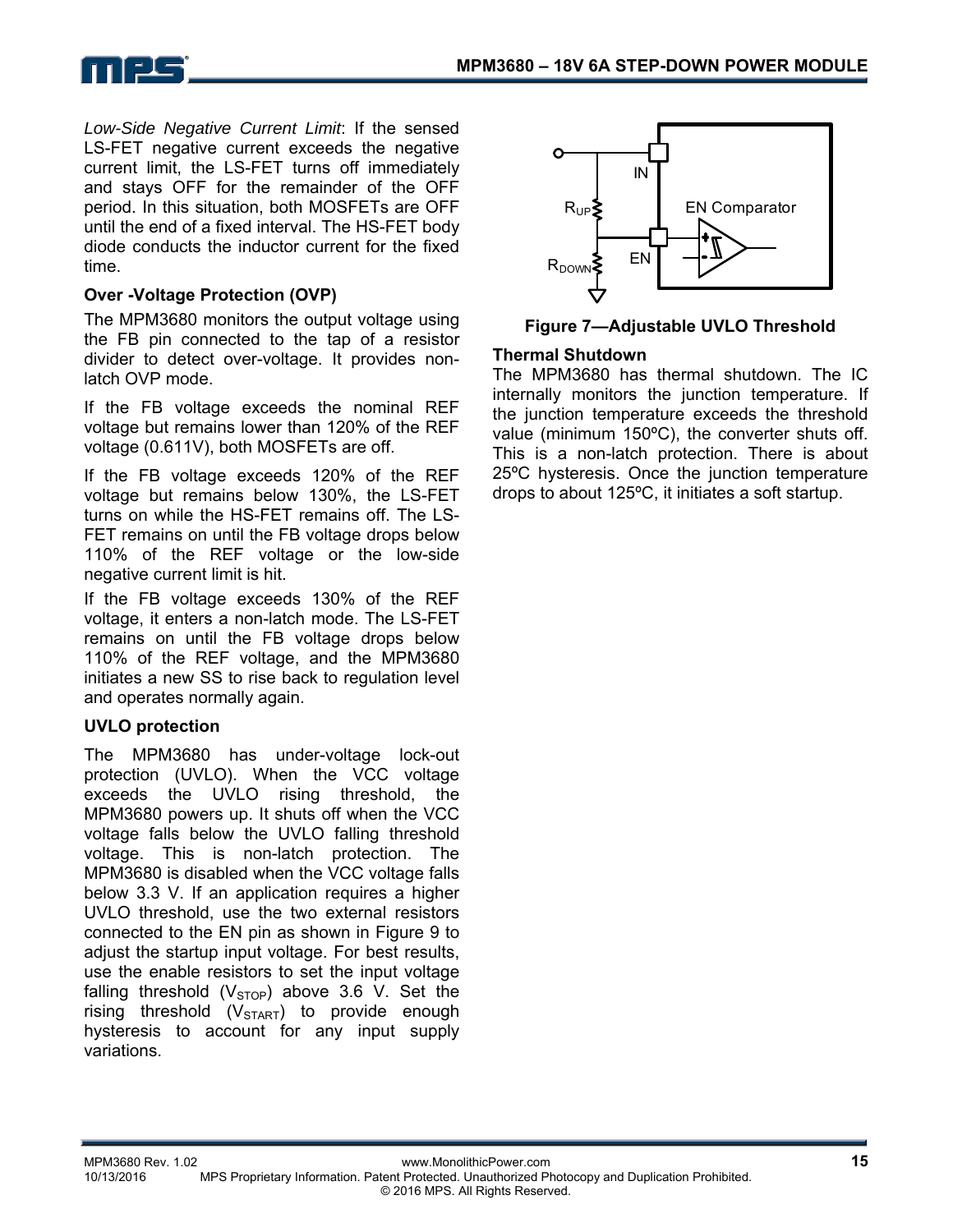*Low-Side Negative Current Limit*: If the sensed LS-FET negative current exceeds the negative current limit, the LS-FET turns off immediately and stays OFF for the remainder of the OFF period. In this situation, both MOSFETs are OFF until the end of a fixed interval. The HS-FET body diode conducts the inductor current for the fixed time.

### Over -Voltage Protection (OVP)

The MPM3680 monitors the output voltage using the FB pin connected to the tap of a resistor divider to detect over-voltage. It provides non-latch OVP mode.

If the FB voltage exceeds the nominal REF voltage but remains lower than 120% of the REF voltage (0.611V), both MOSFETs are off.

If the FB voltage exceeds 120% of the REF voltage but remains below 130%, the LS-FET turns on while the HS-FET remains off. The LS-FET remains on until the FB voltage drops below 110% of the REF voltage or the low-side negative current limit is hit.

If the FB voltage exceeds 130% of the REF voltage, it enters a non-latch mode. The LS-FET remains on until the FB voltage drops below 110% of the REF voltage, and the MPM3680 initiates a new SS to rise back to regulation level and operates normally again.

### UVLO protection

The MPM3680 has under-voltage lock-out protection (UVLO). When the VCC voltage exceeds the UVLO rising threshold, the MPM3680 powers up. It shuts off when the VCC voltage falls below the UVLO falling threshold voltage. This is non-latch protection. The MPM3680 is disabled when the VCC voltage falls below 3.3 V. If an application requires a higher UVLO threshold, use the two external resistors connected to the EN pin as shown in Figure 9 to adjust the startup input voltage. For best results, use the enable resistors to set the input voltage falling threshold ($V_{STOP}$) above 3.6 V. Set the rising threshold ($V_{START}$) to provide enough hysteresis to account for any input supply variations.

IN

$R_{UP}$

EN Comparator

EN

$R_{DOWN}$

**Figure 7—Adjustable UVLO Threshold**

### Thermal Shutdown

The MPM3680 has thermal shutdown. The IC internally monitors the junction temperature. If the junction temperature exceeds the threshold value (minimum 150ºC), the converter shuts off. This is a non-latch protection. There is about 25ºC hysteresis. Once the junction temperature drops to about 125ºC, it initiates a soft startup.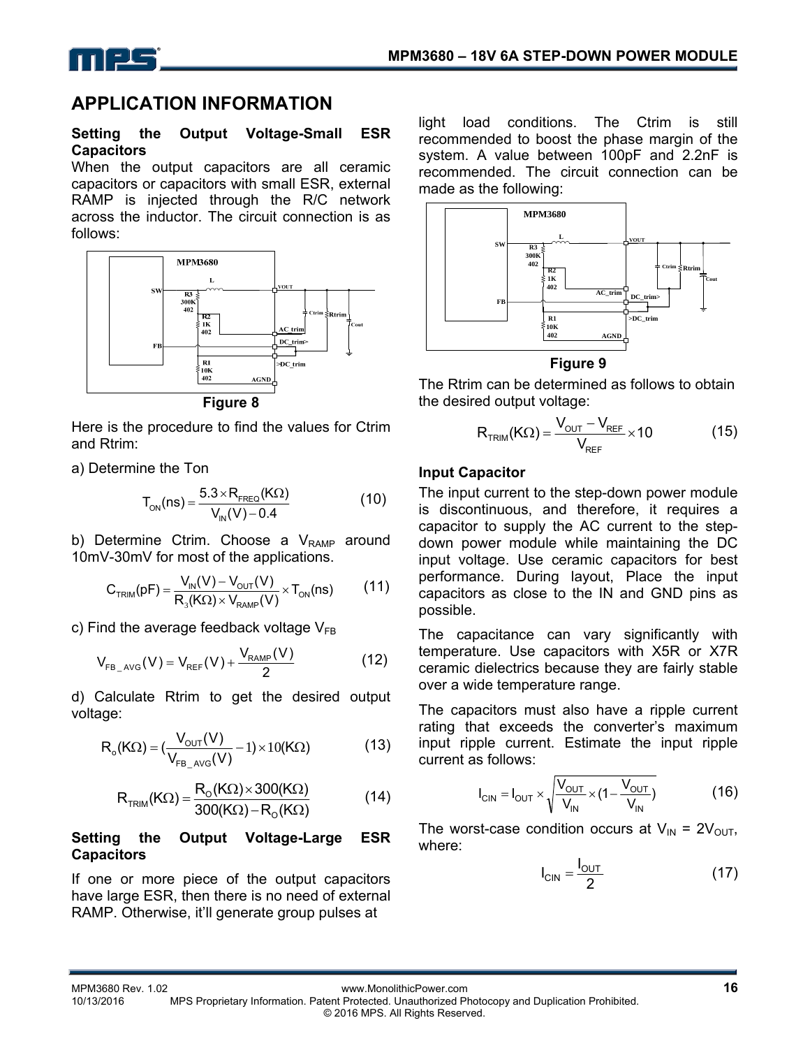## APPLICATION INFORMATION

### Setting the Output Voltage-Small ESR Capacitors

When the output capacitors are all ceramic capacitors or capacitors with small ESR, external RAMP is injected through the R/C network across the inductor. The circuit connection is as follows:

Figure 8

Here is the procedure to find the values for Ctrim and Rtrim:

a) Determine the Ton

$$T_{ON}(ns) = \frac{5.3 \times R_{FREQ}(K\Omega)}{V_{IN}(V) - 0.4} \tag{10}$$

b) Determine Ctrim. Choose a $V_{RAMP}$ around 10mV-30mV for most of the applications.

$$C_{TRIM}(pF) = \frac{V_{IN}(V) - V_{OUT}(V)}{R_3(K\Omega) \times V_{RAMP}(V)} \times T_{ON}(ns) \tag{11}$$

c) Find the average feedback voltage $V_{FB}$

$$V_{FB\_AVG}(V) = V_{REF}(V) + \frac{V_{RAMP}(V)}{2} \tag{12}$$

d) Calculate Rtrim to get the desired output voltage:

$$R_o(K\Omega) = \left(\frac{V_{OUT}(V)}{V_{FB\_AVG}(V)} - 1\right) \times 10(K\Omega) \tag{13}$$

$$R_{TRIM}(K\Omega) = \frac{R_O(K\Omega) \times 300(K\Omega)}{300(K\Omega) - R_O(K\Omega)} \tag{14}$$

### Setting the Output Voltage-Large ESR Capacitors

If one or more piece of the output capacitors have large ESR, then there is no need of external RAMP. Otherwise, it'll generate group pulses at light load conditions. The Ctrim is still recommended to boost the phase margin of the system. A value between 100pF and 2.2nF is recommended. The circuit connection can be made as the following:

Figure 9

The Rtrim can be determined as follows to obtain the desired output voltage:

$$R_{TRIM}(K\Omega) = \frac{V_{OUT} - V_{REF}}{V_{REF}} \times 10 \tag{15}$$

### Input Capacitor

The input current to the step-down power module is discontinuous, and therefore, it requires a capacitor to supply the AC current to the step-down power module while maintaining the DC input voltage. Use ceramic capacitors for best performance. During layout, Place the input capacitors as close to the IN and GND pins as possible.

The capacitance can vary significantly with temperature. Use capacitors with X5R or X7R ceramic dielectrics because they are fairly stable over a wide temperature range.

The capacitors must also have a ripple current rating that exceeds the converter's maximum input ripple current. Estimate the input ripple current as follows:

$$I_{CIN} = I_{OUT} \times \sqrt{\frac{V_{OUT}}{V_{IN}} \times \left(1 - \frac{V_{OUT}}{V_{IN}}\right)} \tag{16}$$

The worst-case condition occurs at $V_{IN} = 2V_{OUT}$, where:

$$I_{CIN} = \frac{I_{OUT}}{2} \tag{17}$$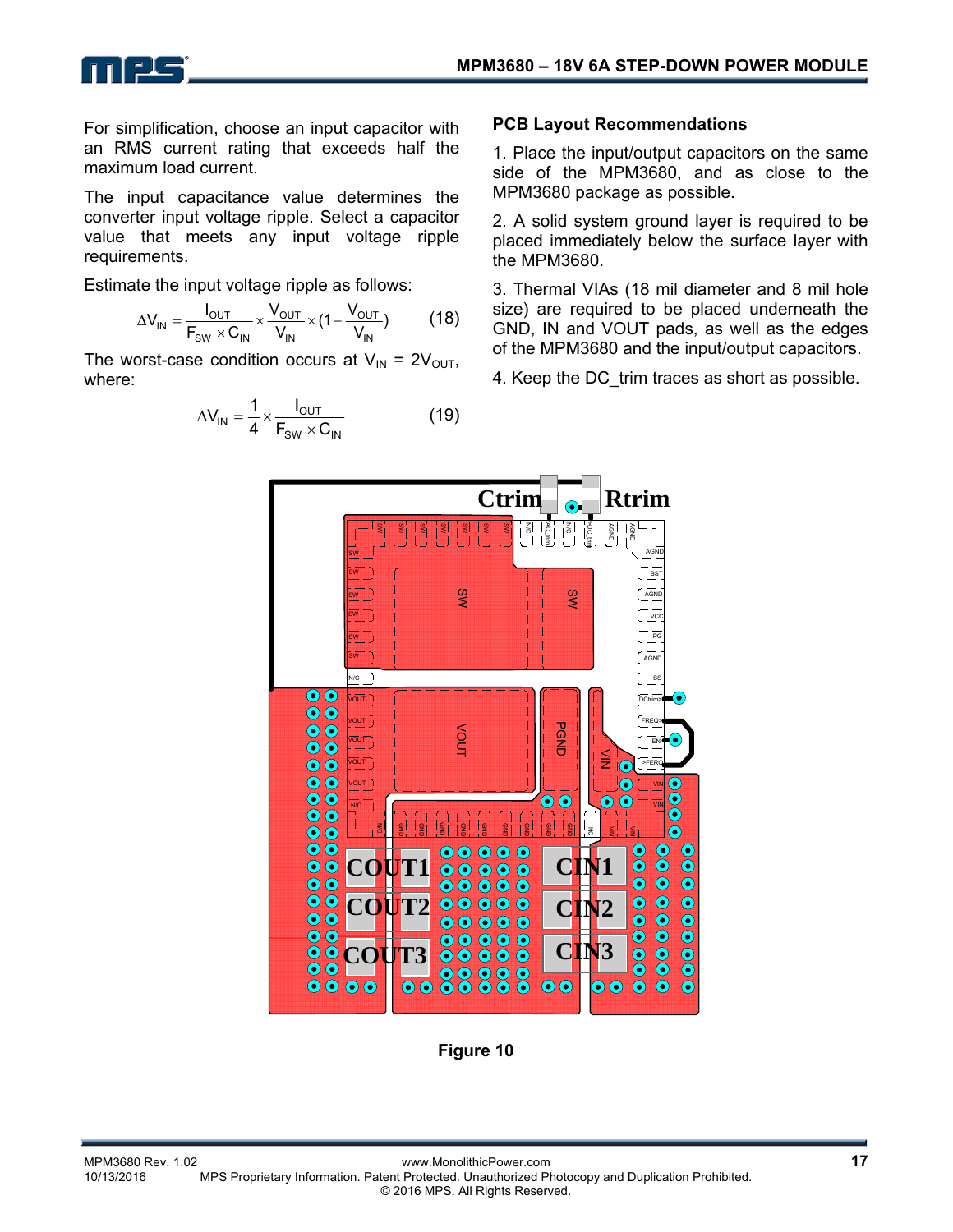For simplification, choose an input capacitor with an RMS current rating that exceeds half the maximum load current.

The input capacitance value determines the converter input voltage ripple. Select a capacitor value that meets any input voltage ripple requirements.

Estimate the input voltage ripple as follows:

$$\Delta V_{IN} = \frac{I_{OUT}}{F_{SW} \times C_{IN}} \times \frac{V_{OUT}}{V_{IN}} \times (1 - \frac{V_{OUT}}{V_{IN}}) \quad (18)$$

The worst-case condition occurs at $V_{IN} = 2V_{OUT}$, where:

$$\Delta V_{IN} = \frac{1}{4} \times \frac{I_{OUT}}{F_{SW} \times C_{IN}} \quad (19)$$

### PCB Layout Recommendations

1. Place the input/output capacitors on the same side of the MPM3680, and as close to the MPM3680 package as possible.

2. A solid system ground layer is required to be placed immediately below the surface layer with the MPM3680.

3. Thermal VIAs (18 mil diameter and 8 mil hole size) are required to be placed underneath the GND, IN and VOUT pads, as well as the edges of the MPM3680 and the input/output capacitors.

4. Keep the DC_trim traces as short as possible.

**Figure 10**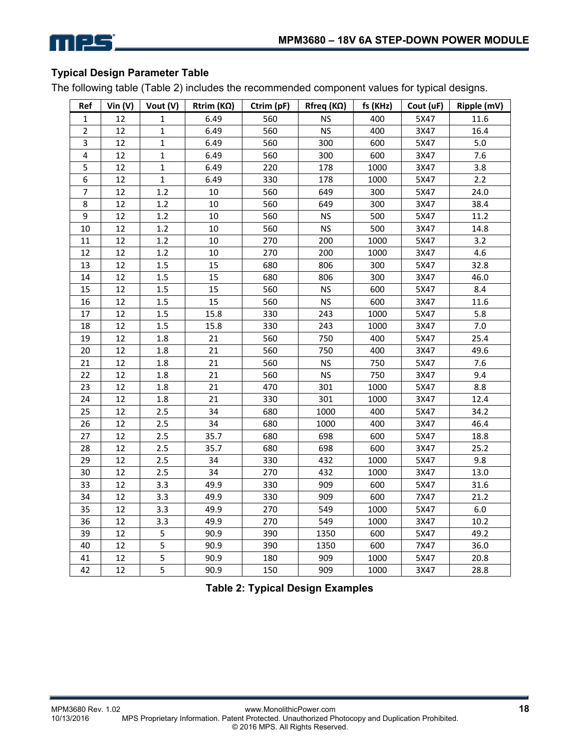### Typical Design Parameter Table

The following table (Table 2) includes the recommended component values for typical designs.

| Ref | Vin (V) | Vout (V) | Rtrim (KΩ) | Ctrim (pF) | Rfreq (KΩ) | fs (KHz) | Cout (uF) | Ripple (mV) |
|---|---|---|---|---|---|---|---|---|
| 1 | 12 | 1 | 6.49 | 560 | NS | 400 | 5X47 | 11.6 |
| 2 | 12 | 1 | 6.49 | 560 | NS | 400 | 3X47 | 16.4 |
| 3 | 12 | 1 | 6.49 | 560 | 300 | 600 | 5X47 | 5.0 |
| 4 | 12 | 1 | 6.49 | 560 | 300 | 600 | 3X47 | 7.6 |
| 5 | 12 | 1 | 6.49 | 220 | 178 | 1000 | 3X47 | 3.8 |
| 6 | 12 | 1 | 6.49 | 330 | 178 | 1000 | 5X47 | 2.2 |
| 7 | 12 | 1.2 | 10 | 560 | 649 | 300 | 5X47 | 24.0 |
| 8 | 12 | 1.2 | 10 | 560 | 649 | 300 | 3X47 | 38.4 |
| 9 | 12 | 1.2 | 10 | 560 | NS | 500 | 5X47 | 11.2 |
| 10 | 12 | 1.2 | 10 | 560 | NS | 500 | 3X47 | 14.8 |
| 11 | 12 | 1.2 | 10 | 270 | 200 | 1000 | 5X47 | 3.2 |
| 12 | 12 | 1.2 | 10 | 270 | 200 | 1000 | 3X47 | 4.6 |
| 13 | 12 | 1.5 | 15 | 680 | 806 | 300 | 5X47 | 32.8 |
| 14 | 12 | 1.5 | 15 | 680 | 806 | 300 | 3X47 | 46.0 |
| 15 | 12 | 1.5 | 15 | 560 | NS | 600 | 5X47 | 8.4 |
| 16 | 12 | 1.5 | 15 | 560 | NS | 600 | 3X47 | 11.6 |
| 17 | 12 | 1.5 | 15.8 | 330 | 243 | 1000 | 5X47 | 5.8 |
| 18 | 12 | 1.5 | 15.8 | 330 | 243 | 1000 | 3X47 | 7.0 |
| 19 | 12 | 1.8 | 21 | 560 | 750 | 400 | 5X47 | 25.4 |
| 20 | 12 | 1.8 | 21 | 560 | 750 | 400 | 3X47 | 49.6 |
| 21 | 12 | 1.8 | 21 | 560 | NS | 750 | 5X47 | 7.6 |
| 22 | 12 | 1.8 | 21 | 560 | NS | 750 | 3X47 | 9.4 |
| 23 | 12 | 1.8 | 21 | 470 | 301 | 1000 | 5X47 | 8.8 |
| 24 | 12 | 1.8 | 21 | 330 | 301 | 1000 | 3X47 | 12.4 |
| 25 | 12 | 2.5 | 34 | 680 | 1000 | 400 | 5X47 | 34.2 |
| 26 | 12 | 2.5 | 34 | 680 | 1000 | 400 | 3X47 | 46.4 |
| 27 | 12 | 2.5 | 35.7 | 680 | 698 | 600 | 5X47 | 18.8 |
| 28 | 12 | 2.5 | 35.7 | 680 | 698 | 600 | 3X47 | 25.2 |
| 29 | 12 | 2.5 | 34 | 330 | 432 | 1000 | 5X47 | 9.8 |
| 30 | 12 | 2.5 | 34 | 270 | 432 | 1000 | 3X47 | 13.0 |
| 33 | 12 | 3.3 | 49.9 | 330 | 909 | 600 | 5X47 | 31.6 |
| 34 | 12 | 3.3 | 49.9 | 330 | 909 | 600 | 7X47 | 21.2 |
| 35 | 12 | 3.3 | 49.9 | 270 | 549 | 1000 | 5X47 | 6.0 |
| 36 | 12 | 3.3 | 49.9 | 270 | 549 | 1000 | 3X47 | 10.2 |
| 39 | 12 | 5 | 90.9 | 390 | 1350 | 600 | 5X47 | 49.2 |
| 40 | 12 | 5 | 90.9 | 390 | 1350 | 600 | 7X47 | 36.0 |
| 41 | 12 | 5 | 90.9 | 180 | 909 | 1000 | 5X47 | 20.8 |
| 42 | 12 | 5 | 90.9 | 150 | 909 | 1000 | 3X47 | 28.8 |

**Table 2: Typical Design Examples**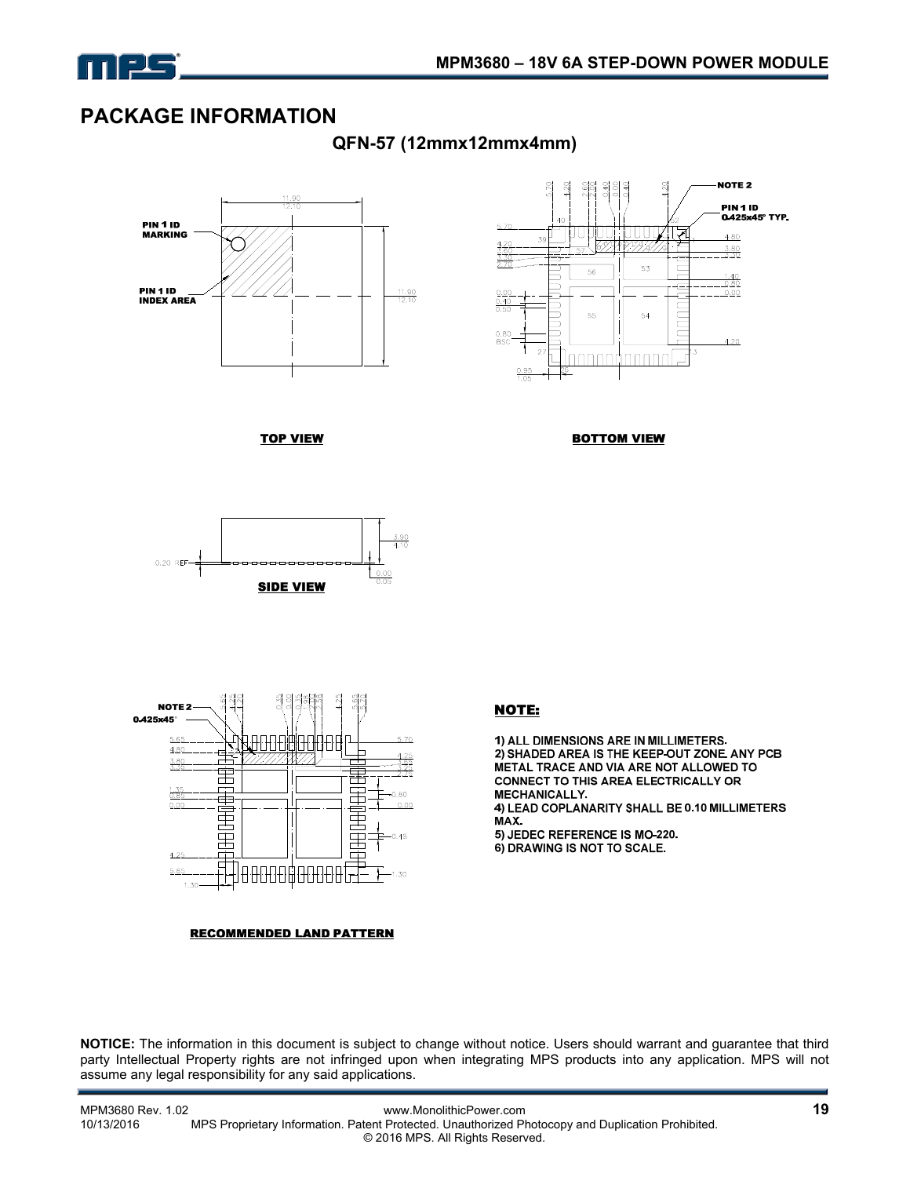# PACKAGE INFORMATION

## QFN-57 (12mmx12mmx4mm)

PIN 1 ID MARKING

PIN 1 ID INDEX AREA

11.90
12.10

11.90
12.10

TOP VIEW

NOTE 2

PIN 1 ID
0.425x45° TYP.

BOTTOM VIEW

3.90
4.10

0.20 REF

0.00
0.05

SIDE VIEW

NOTE 2
0.425x45°

RECOMMENDED LAND PATTERN

**NOTE:**

1) ALL DIMENSIONS ARE IN MILLIMETERS.
2) SHADED AREA IS THE KEEP-OUT ZONE. ANY PCB METAL TRACE AND VIA ARE NOT ALLOWED TO CONNECT TO THIS AREA ELECTRICALLY OR MECHANICALLY.
4) LEAD COPLANARITY SHALL BE 0.10 MILLIMETERS MAX.
5) JEDEC REFERENCE IS MO-220.
6) DRAWING IS NOT TO SCALE.

**NOTICE:** The information in this document is subject to change without notice. Users should warrant and guarantee that third party Intellectual Property rights are not infringed upon when integrating MPS products into any application. MPS will not assume any legal responsibility for any said applications.